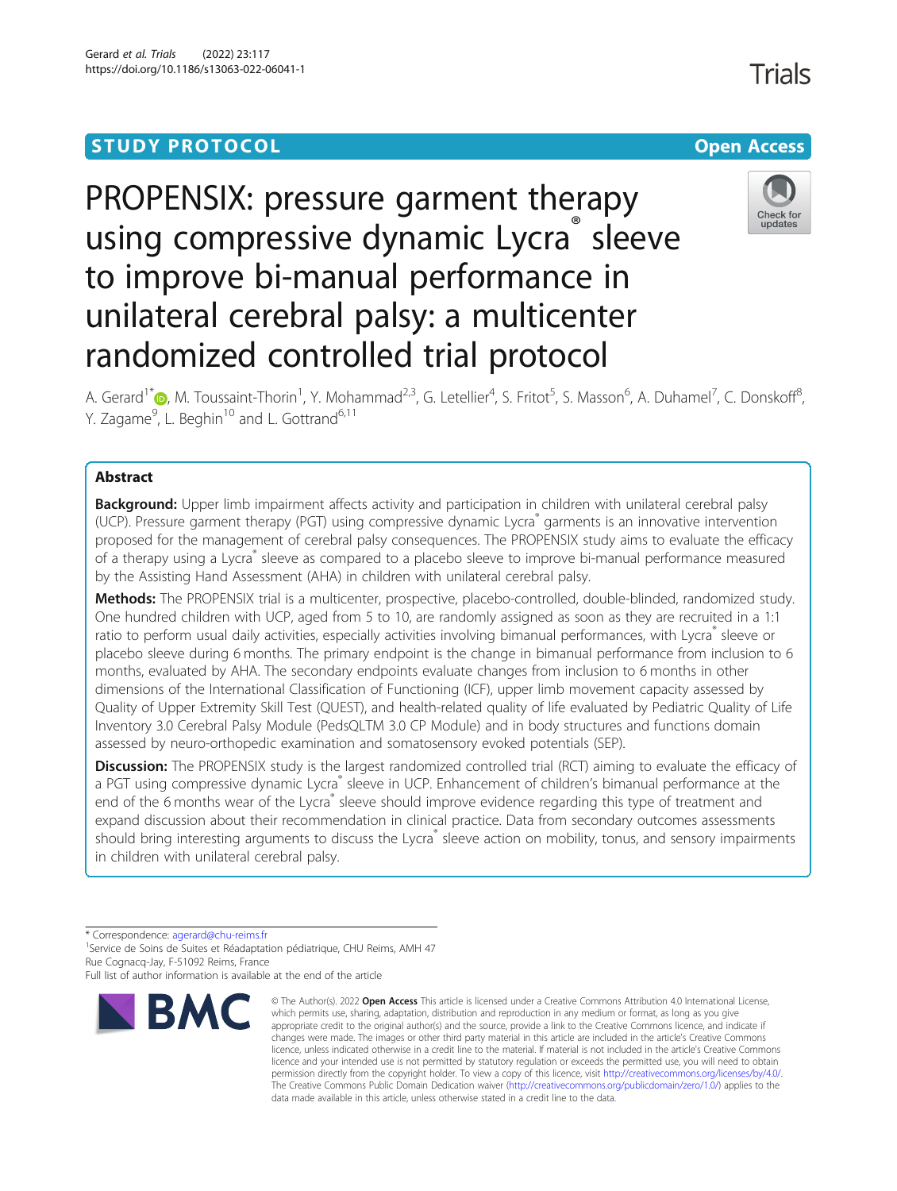STUDY PROTOCOL

Open Access

# PROPENSIX: pressure garment therapy using compressive dynamic Lycra® sleeve to improve bi-manual performance in unilateral cerebral palsy: a multicenter randomized controlled trial protocol

A. Gerard[1*], M. Toussaint-Thorin[1], Y. Mohammad[2,3], G. Letellier[4], S. Fritot[5], S. Masson[6], A. Duhamel[7], C. Donskoff[8], Y. Zagame[9], L. Beghin[10] and L. Gottrand[6,11]

## Abstract

**Background:** Upper limb impairment affects activity and participation in children with unilateral cerebral palsy (UCP). Pressure garment therapy (PGT) using compressive dynamic Lycra® garments is an innovative intervention proposed for the management of cerebral palsy consequences. The PROPENSIX study aims to evaluate the efficacy of a therapy using a Lycra® sleeve as compared to a placebo sleeve to improve bi-manual performance measured by the Assisting Hand Assessment (AHA) in children with unilateral cerebral palsy.

**Methods:** The PROPENSIX trial is a multicenter, prospective, placebo-controlled, double-blinded, randomized study. One hundred children with UCP, aged from 5 to 10, are randomly assigned as soon as they are recruited in a 1:1 ratio to perform usual daily activities, especially activities involving bimanual performances, with Lycra® sleeve or placebo sleeve during 6 months. The primary endpoint is the change in bimanual performance from inclusion to 6 months, evaluated by AHA. The secondary endpoints evaluate changes from inclusion to 6 months in other dimensions of the International Classification of Functioning (ICF), upper limb movement capacity assessed by Quality of Upper Extremity Skill Test (QUEST), and health-related quality of life evaluated by Pediatric Quality of Life Inventory 3.0 Cerebral Palsy Module (PedsQLTM 3.0 CP Module) and in body structures and functions domain assessed by neuro-orthopedic examination and somatosensory evoked potentials (SEP).

**Discussion:** The PROPENSIX study is the largest randomized controlled trial (RCT) aiming to evaluate the efficacy of a PGT using compressive dynamic Lycra® sleeve in UCP. Enhancement of children's bimanual performance at the end of the 6 months wear of the Lycra® sleeve should improve evidence regarding this type of treatment and expand discussion about their recommendation in clinical practice. Data from secondary outcomes assessments should bring interesting arguments to discuss the Lycra® sleeve action on mobility, tonus, and sensory impairments in children with unilateral cerebral palsy.

\* Correspondence: agerard@chu-reims.fr
[1]Service de Soins de Suites et Réadaptation pédiatrique, CHU Reims, AMH 47 Rue Cognacq-Jay, F-51092 Reims, France
Full list of author information is available at the end of the article

© The Author(s). 2022 **Open Access** This article is licensed under a Creative Commons Attribution 4.0 International License, which permits use, sharing, adaptation, distribution and reproduction in any medium or format, as long as you give appropriate credit to the original author(s) and the source, provide a link to the Creative Commons licence, and indicate if changes were made. The images or other third party material in this article are included in the article's Creative Commons licence, unless indicated otherwise in a credit line to the material. If material is not included in the article's Creative Commons licence and your intended use is not permitted by statutory regulation or exceeds the permitted use, you will need to obtain permission directly from the copyright holder. To view a copy of this licence, visit http://creativecommons.org/licenses/by/4.0/. The Creative Commons Public Domain Dedication waiver (http://creativecommons.org/publicdomain/zero/1.0/) applies to the data made available in this article, unless otherwise stated in a credit line to the data.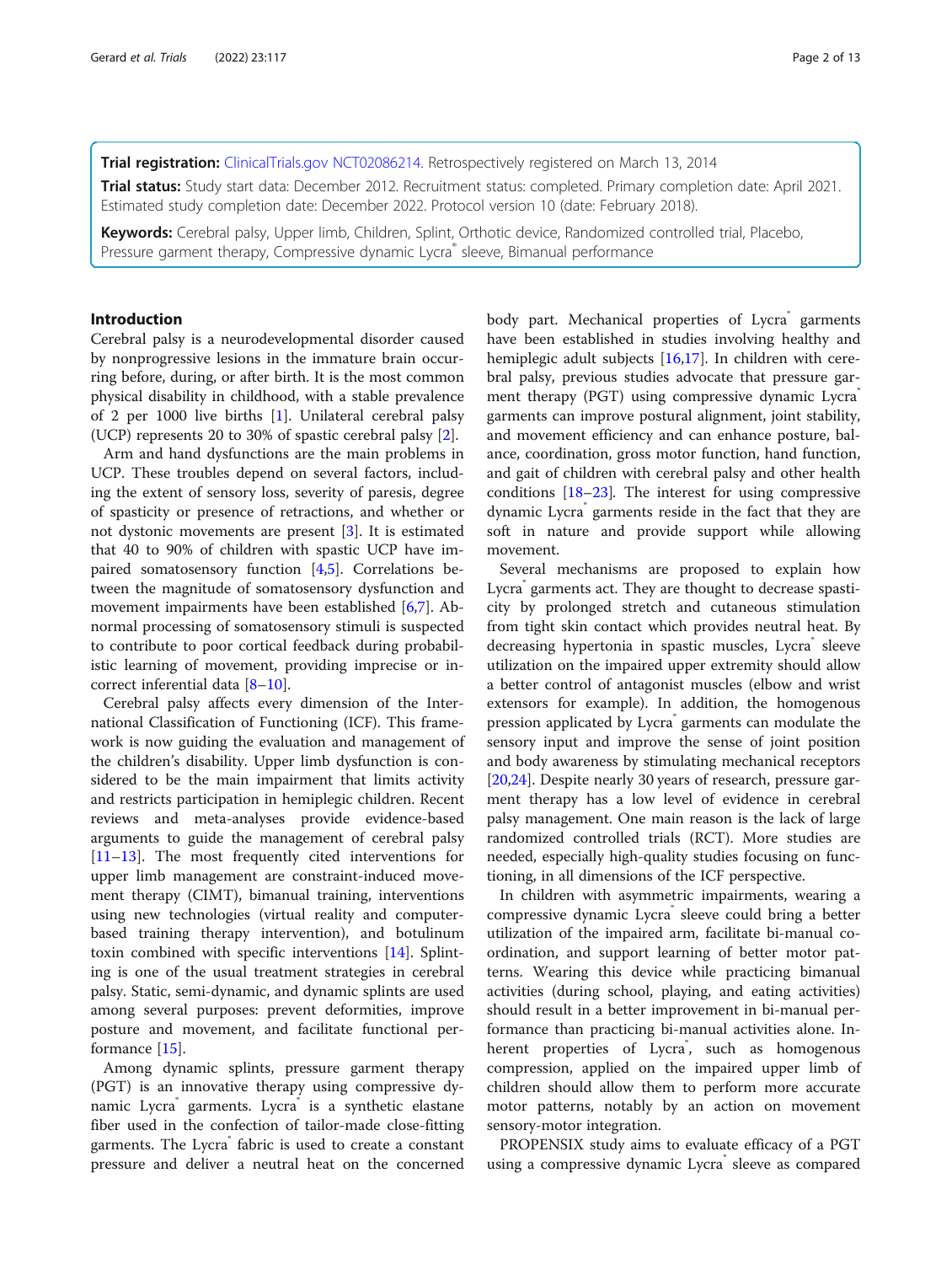**Trial registration:** ClinicalTrials.gov NCT02086214. Retrospectively registered on March 13, 2014

**Trial status:** Study start data: December 2012. Recruitment status: completed. Primary completion date: April 2021. Estimated study completion date: December 2022. Protocol version 10 (date: February 2018).

**Keywords:** Cerebral palsy, Upper limb, Children, Splint, Orthotic device, Randomized controlled trial, Placebo, Pressure garment therapy, Compressive dynamic Lycra® sleeve, Bimanual performance

## Introduction

Cerebral palsy is a neurodevelopmental disorder caused by nonprogressive lesions in the immature brain occurring before, during, or after birth. It is the most common physical disability in childhood, with a stable prevalence of 2 per 1000 live births [1]. Unilateral cerebral palsy (UCP) represents 20 to 30% of spastic cerebral palsy [2].

Arm and hand dysfunctions are the main problems in UCP. These troubles depend on several factors, including the extent of sensory loss, severity of paresis, degree of spasticity or presence of retractions, and whether or not dystonic movements are present [3]. It is estimated that 40 to 90% of children with spastic UCP have impaired somatosensory function [4,5]. Correlations between the magnitude of somatosensory dysfunction and movement impairments have been established [6,7]. Abnormal processing of somatosensory stimuli is suspected to contribute to poor cortical feedback during probabilistic learning of movement, providing imprecise or incorrect inferential data [8–10].

Cerebral palsy affects every dimension of the International Classification of Functioning (ICF). This framework is now guiding the evaluation and management of the children's disability. Upper limb dysfunction is considered to be the main impairment that limits activity and restricts participation in hemiplegic children. Recent reviews and meta-analyses provide evidence-based arguments to guide the management of cerebral palsy [11–13]. The most frequently cited interventions for upper limb management are constraint-induced movement therapy (CIMT), bimanual training, interventions using new technologies (virtual reality and computer-based training therapy intervention), and botulinum toxin combined with specific interventions [14]. Splinting is one of the usual treatment strategies in cerebral palsy. Static, semi-dynamic, and dynamic splints are used among several purposes: prevent deformities, improve posture and movement, and facilitate functional performance [15].

Among dynamic splints, pressure garment therapy (PGT) is an innovative therapy using compressive dynamic Lycra® garments. Lycra® is a synthetic elastane fiber used in the confection of tailor-made close-fitting garments. The Lycra® fabric is used to create a constant pressure and deliver a neutral heat on the concerned body part. Mechanical properties of Lycra® garments have been established in studies involving healthy and hemiplegic adult subjects [16,17]. In children with cerebral palsy, previous studies advocate that pressure garment therapy (PGT) using compressive dynamic Lycra® garments can improve postural alignment, joint stability, and movement efficiency and can enhance posture, balance, coordination, gross motor function, hand function, and gait of children with cerebral palsy and other health conditions [18–23]. The interest for using compressive dynamic Lycra® garments reside in the fact that they are soft in nature and provide support while allowing movement.

Several mechanisms are proposed to explain how Lycra® garments act. They are thought to decrease spasticity by prolonged stretch and cutaneous stimulation from tight skin contact which provides neutral heat. By decreasing hypertonia in spastic muscles, Lycra® sleeve utilization on the impaired upper extremity should allow a better control of antagonist muscles (elbow and wrist extensors for example). In addition, the homogenous pression applicated by Lycra® garments can modulate the sensory input and improve the sense of joint position and body awareness by stimulating mechanical receptors [20,24]. Despite nearly 30 years of research, pressure garment therapy has a low level of evidence in cerebral palsy management. One main reason is the lack of large randomized controlled trials (RCT). More studies are needed, especially high-quality studies focusing on functioning, in all dimensions of the ICF perspective.

In children with asymmetric impairments, wearing a compressive dynamic Lycra® sleeve could bring a better utilization of the impaired arm, facilitate bi-manual coordination, and support learning of better motor patterns. Wearing this device while practicing bimanual activities (during school, playing, and eating activities) should result in a better improvement in bi-manual performance than practicing bi-manual activities alone. Inherent properties of Lycra®, such as homogenous compression, applied on the impaired upper limb of children should allow them to perform more accurate motor patterns, notably by an action on movement sensory-motor integration.

PROPENSIX study aims to evaluate efficacy of a PGT using a compressive dynamic Lycra® sleeve as compared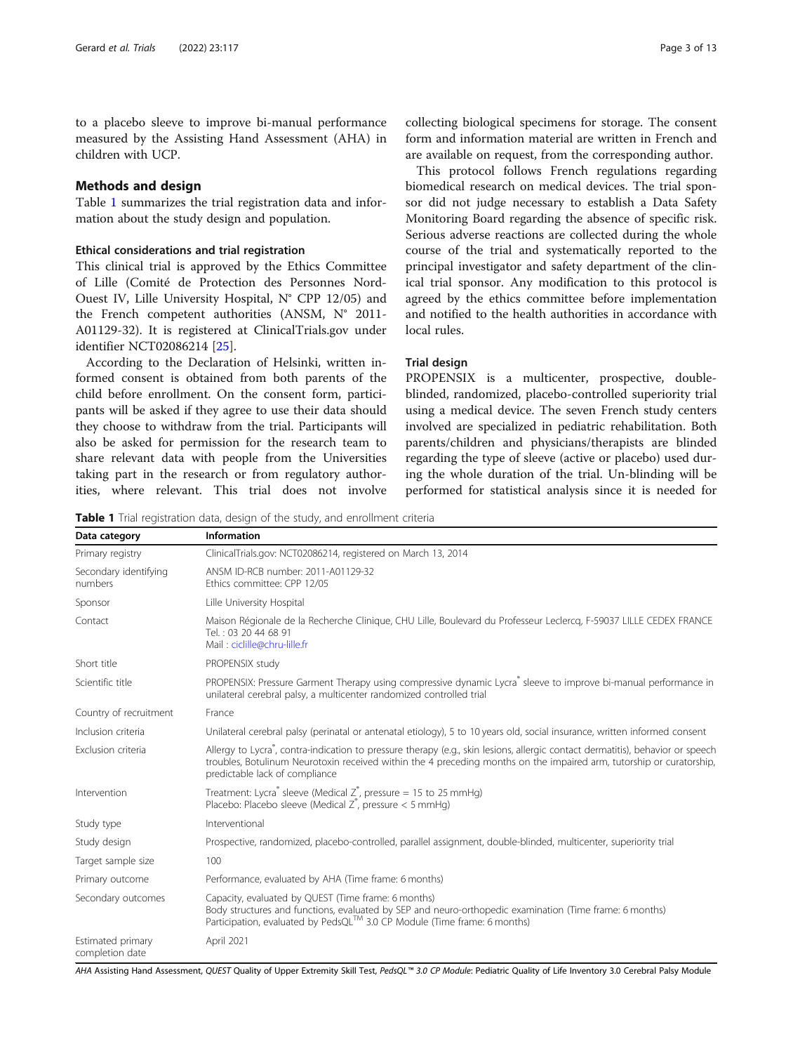to a placebo sleeve to improve bi-manual performance measured by the Assisting Hand Assessment (AHA) in children with UCP.

## Methods and design

Table 1 summarizes the trial registration data and information about the study design and population.

### Ethical considerations and trial registration

This clinical trial is approved by the Ethics Committee of Lille (Comité de Protection des Personnes Nord-Ouest IV, Lille University Hospital, N° CPP 12/05) and the French competent authorities (ANSM, N° 2011-A01129-32). It is registered at ClinicalTrials.gov under identifier NCT02086214 [25].

According to the Declaration of Helsinki, written informed consent is obtained from both parents of the child before enrollment. On the consent form, participants will be asked if they agree to use their data should they choose to withdraw from the trial. Participants will also be asked for permission for the research team to share relevant data with people from the Universities taking part in the research or from regulatory authorities, where relevant. This trial does not involve collecting biological specimens for storage. The consent form and information material are written in French and are available on request, from the corresponding author.

This protocol follows French regulations regarding biomedical research on medical devices. The trial sponsor did not judge necessary to establish a Data Safety Monitoring Board regarding the absence of specific risk. Serious adverse reactions are collected during the whole course of the trial and systematically reported to the principal investigator and safety department of the clinical trial sponsor. Any modification to this protocol is agreed by the ethics committee before implementation and notified to the health authorities in accordance with local rules.

### Trial design

PROPENSIX is a multicenter, prospective, double-blinded, randomized, placebo-controlled superiority trial using a medical device. The seven French study centers involved are specialized in pediatric rehabilitation. Both parents/children and physicians/therapists are blinded regarding the type of sleeve (active or placebo) used during the whole duration of the trial. Un-blinding will be performed for statistical analysis since it is needed for

**Table 1** Trial registration data, design of the study, and enrollment criteria

| Data category | Information |
|---|---|
| Primary registry | ClinicalTrials.gov: NCT02086214, registered on March 13, 2014 |
| Secondary identifying numbers | ANSM ID-RCB number: 2011-A01129-32<br>Ethics committee: CPP 12/05 |
| Sponsor | Lille University Hospital |
| Contact | Maison Régionale de la Recherche Clinique, CHU Lille, Boulevard du Professeur Leclercq, F-59037 LILLE CEDEX FRANCE<br>Tel. : 03 20 44 68 91<br>Mail : ciclille@chru-lille.fr |
| Short title | PROPENSIX study |
| Scientific title | PROPENSIX: Pressure Garment Therapy using compressive dynamic Lycra® sleeve to improve bi-manual performance in unilateral cerebral palsy, a multicenter randomized controlled trial |
| Country of recruitment | France |
| Inclusion criteria | Unilateral cerebral palsy (perinatal or antenatal etiology), 5 to 10 years old, social insurance, written informed consent |
| Exclusion criteria | Allergy to Lycra®, contra-indication to pressure therapy (e.g., skin lesions, allergic contact dermatitis), behavior or speech troubles, Botulinum Neurotoxin received within the 4 preceding months on the impaired arm, tutorship or curatorship, predictable lack of compliance |
| Intervention | Treatment: Lycra® sleeve (Medical Z®, pressure = 15 to 25 mmHg)<br>Placebo: Placebo sleeve (Medical Z®, pressure < 5 mmHg) |
| Study type | Interventional |
| Study design | Prospective, randomized, placebo-controlled, parallel assignment, double-blinded, multicenter, superiority trial |
| Target sample size | 100 |
| Primary outcome | Performance, evaluated by AHA (Time frame: 6 months) |
| Secondary outcomes | Capacity, evaluated by QUEST (Time frame: 6 months)<br>Body structures and functions, evaluated by SEP and neuro-orthopedic examination (Time frame: 6 months)<br>Participation, evaluated by PedsQL™ 3.0 CP Module (Time frame: 6 months) |
| Estimated primary completion date | April 2021 |

*AHA* Assisting Hand Assessment, *QUEST* Quality of Upper Extremity Skill Test, *PedsQL™ 3.0 CP Module*: Pediatric Quality of Life Inventory 3.0 Cerebral Palsy Module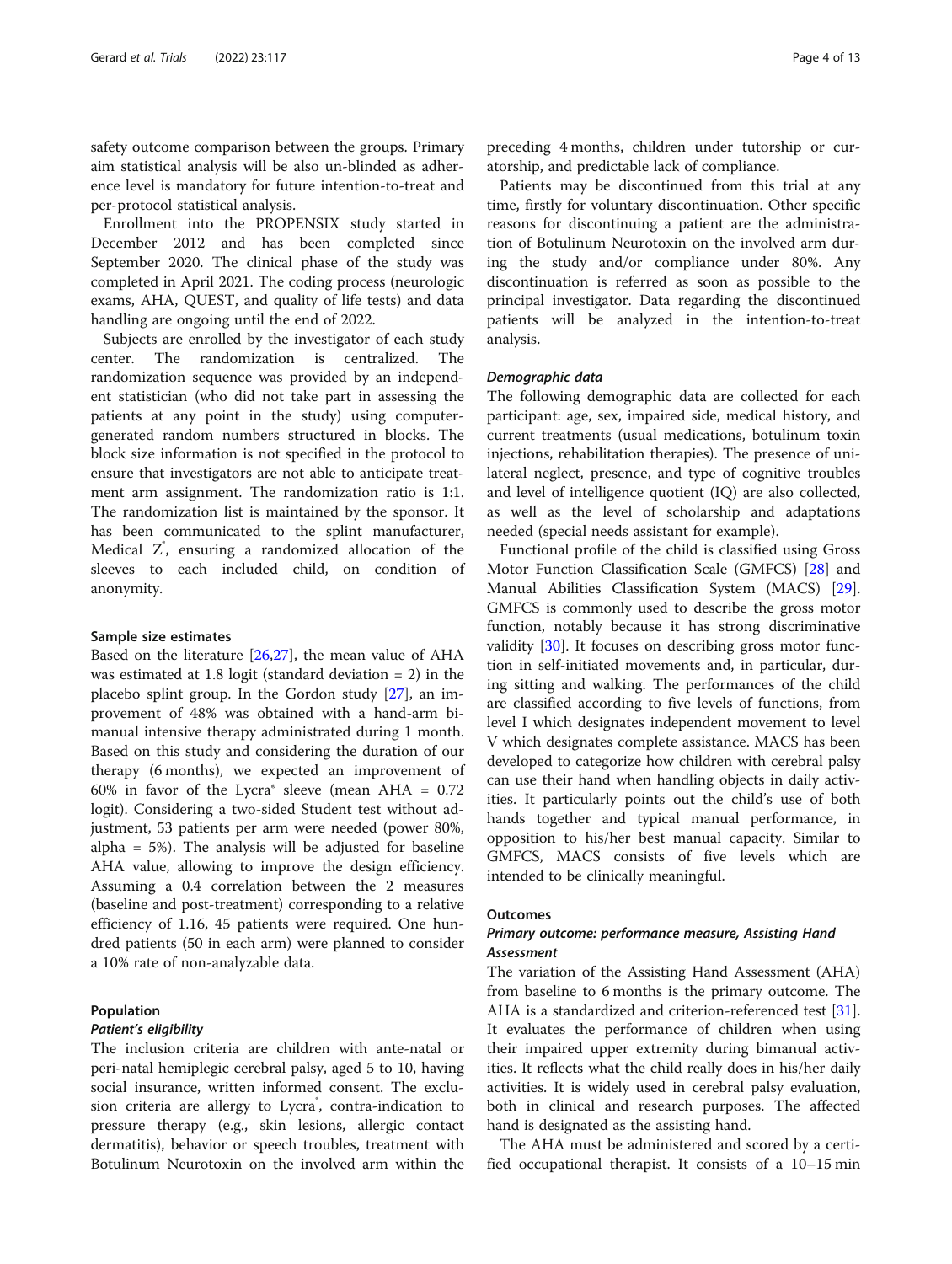safety outcome comparison between the groups. Primary aim statistical analysis will be also un-blinded as adherence level is mandatory for future intention-to-treat and per-protocol statistical analysis.

Enrollment into the PROPENSIX study started in December 2012 and has been completed since September 2020. The clinical phase of the study was completed in April 2021. The coding process (neurologic exams, AHA, QUEST, and quality of life tests) and data handling are ongoing until the end of 2022.

Subjects are enrolled by the investigator of each study center. The randomization is centralized. The randomization sequence was provided by an independent statistician (who did not take part in assessing the patients at any point in the study) using computer-generated random numbers structured in blocks. The block size information is not specified in the protocol to ensure that investigators are not able to anticipate treatment arm assignment. The randomization ratio is 1:1. The randomization list is maintained by the sponsor. It has been communicated to the splint manufacturer, Medical Z®, ensuring a randomized allocation of the sleeves to each included child, on condition of anonymity.

### Sample size estimates

Based on the literature [26,27], the mean value of AHA was estimated at 1.8 logit (standard deviation = 2) in the placebo splint group. In the Gordon study [27], an improvement of 48% was obtained with a hand-arm bimanual intensive therapy administrated during 1 month. Based on this study and considering the duration of our therapy (6 months), we expected an improvement of 60% in favor of the Lycra® sleeve (mean AHA = 0.72 logit). Considering a two-sided Student test without adjustment, 53 patients per arm were needed (power 80%, alpha = 5%). The analysis will be adjusted for baseline AHA value, allowing to improve the design efficiency. Assuming a 0.4 correlation between the 2 measures (baseline and post-treatment) corresponding to a relative efficiency of 1.16, 45 patients were required. One hundred patients (50 in each arm) were planned to consider a 10% rate of non-analyzable data.

### Population

#### *Patient's eligibility*

The inclusion criteria are children with ante-natal or peri-natal hemiplegic cerebral palsy, aged 5 to 10, having social insurance, written informed consent. The exclusion criteria are allergy to Lycra®, contra-indication to pressure therapy (e.g., skin lesions, allergic contact dermatitis), behavior or speech troubles, treatment with Botulinum Neurotoxin on the involved arm within the preceding 4 months, children under tutorship or curatorship, and predictable lack of compliance.

Patients may be discontinued from this trial at any time, firstly for voluntary discontinuation. Other specific reasons for discontinuing a patient are the administration of Botulinum Neurotoxin on the involved arm during the study and/or compliance under 80%. Any discontinuation is referred as soon as possible to the principal investigator. Data regarding the discontinued patients will be analyzed in the intention-to-treat analysis.

#### *Demographic data*

The following demographic data are collected for each participant: age, sex, impaired side, medical history, and current treatments (usual medications, botulinum toxin injections, rehabilitation therapies). The presence of unilateral neglect, presence, and type of cognitive troubles and level of intelligence quotient (IQ) are also collected, as well as the level of scholarship and adaptations needed (special needs assistant for example).

Functional profile of the child is classified using Gross Motor Function Classification Scale (GMFCS) [28] and Manual Abilities Classification System (MACS) [29]. GMFCS is commonly used to describe the gross motor function, notably because it has strong discriminative validity [30]. It focuses on describing gross motor function in self-initiated movements and, in particular, during sitting and walking. The performances of the child are classified according to five levels of functions, from level I which designates independent movement to level V which designates complete assistance. MACS has been developed to categorize how children with cerebral palsy can use their hand when handling objects in daily activities. It particularly points out the child's use of both hands together and typical manual performance, in opposition to his/her best manual capacity. Similar to GMFCS, MACS consists of five levels which are intended to be clinically meaningful.

### Outcomes

#### *Primary outcome: performance measure, Assisting Hand Assessment*

The variation of the Assisting Hand Assessment (AHA) from baseline to 6 months is the primary outcome. The AHA is a standardized and criterion-referenced test [31]. It evaluates the performance of children when using their impaired upper extremity during bimanual activities. It reflects what the child really does in his/her daily activities. It is widely used in cerebral palsy evaluation, both in clinical and research purposes. The affected hand is designated as the assisting hand.

The AHA must be administered and scored by a certified occupational therapist. It consists of a 10–15 min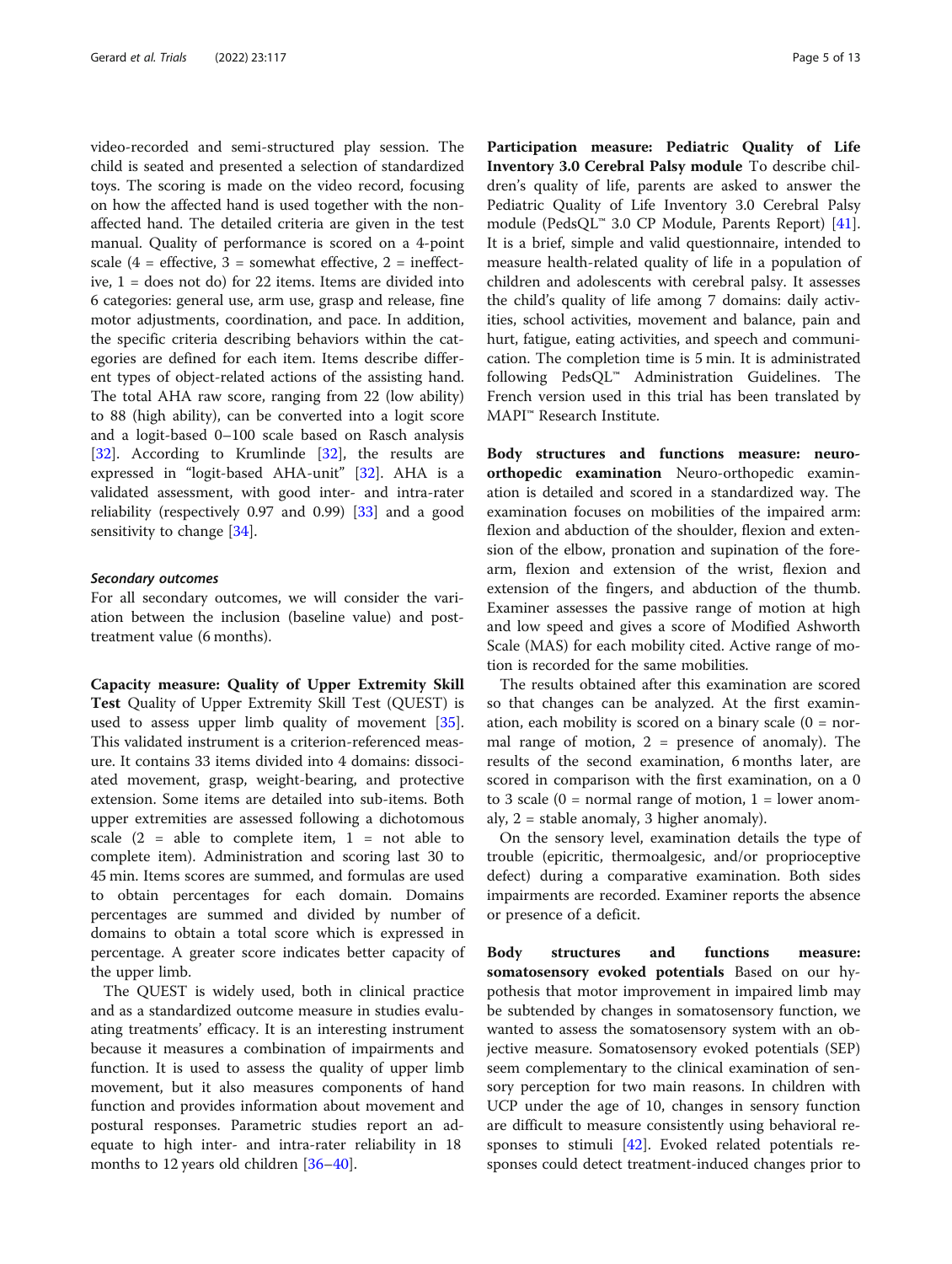video-recorded and semi-structured play session. The child is seated and presented a selection of standardized toys. The scoring is made on the video record, focusing on how the affected hand is used together with the non-affected hand. The detailed criteria are given in the test manual. Quality of performance is scored on a 4-point scale (4 = effective, 3 = somewhat effective, 2 = ineffective, 1 = does not do) for 22 items. Items are divided into 6 categories: general use, arm use, grasp and release, fine motor adjustments, coordination, and pace. In addition, the specific criteria describing behaviors within the categories are defined for each item. Items describe different types of object-related actions of the assisting hand. The total AHA raw score, ranging from 22 (low ability) to 88 (high ability), can be converted into a logit score and a logit-based 0–100 scale based on Rasch analysis [32]. According to Krumlinde [32], the results are expressed in "logit-based AHA-unit" [32]. AHA is a validated assessment, with good inter- and intra-rater reliability (respectively 0.97 and 0.99) [33] and a good sensitivity to change [34].

### *Secondary outcomes*

For all secondary outcomes, we will consider the variation between the inclusion (baseline value) and post-treatment value (6 months).

**Capacity measure: Quality of Upper Extremity Skill Test** Quality of Upper Extremity Skill Test (QUEST) is used to assess upper limb quality of movement [35]. This validated instrument is a criterion-referenced measure. It contains 33 items divided into 4 domains: dissociated movement, grasp, weight-bearing, and protective extension. Some items are detailed into sub-items. Both upper extremities are assessed following a dichotomous scale (2 = able to complete item, 1 = not able to complete item). Administration and scoring last 30 to 45 min. Items scores are summed, and formulas are used to obtain percentages for each domain. Domains percentages are summed and divided by number of domains to obtain a total score which is expressed in percentage. A greater score indicates better capacity of the upper limb.

The QUEST is widely used, both in clinical practice and as a standardized outcome measure in studies evaluating treatments' efficacy. It is an interesting instrument because it measures a combination of impairments and function. It is used to assess the quality of upper limb movement, but it also measures components of hand function and provides information about movement and postural responses. Parametric studies report an adequate to high inter- and intra-rater reliability in 18 months to 12 years old children [36–40].

**Participation measure: Pediatric Quality of Life Inventory 3.0 Cerebral Palsy module** To describe children's quality of life, parents are asked to answer the Pediatric Quality of Life Inventory 3.0 Cerebral Palsy module (PedsQL™ 3.0 CP Module, Parents Report) [41]. It is a brief, simple and valid questionnaire, intended to measure health-related quality of life in a population of children and adolescents with cerebral palsy. It assesses the child's quality of life among 7 domains: daily activities, school activities, movement and balance, pain and hurt, fatigue, eating activities, and speech and communication. The completion time is 5 min. It is administrated following PedsQL™ Administration Guidelines. The French version used in this trial has been translated by MAPI™ Research Institute.

**Body structures and functions measure: neuro-orthopedic examination** Neuro-orthopedic examination is detailed and scored in a standardized way. The examination focuses on mobilities of the impaired arm: flexion and abduction of the shoulder, flexion and extension of the elbow, pronation and supination of the forearm, flexion and extension of the wrist, flexion and extension of the fingers, and abduction of the thumb. Examiner assesses the passive range of motion at high and low speed and gives a score of Modified Ashworth Scale (MAS) for each mobility cited. Active range of motion is recorded for the same mobilities.

The results obtained after this examination are scored so that changes can be analyzed. At the first examination, each mobility is scored on a binary scale (0 = normal range of motion, 2 = presence of anomaly). The results of the second examination, 6 months later, are scored in comparison with the first examination, on a 0 to 3 scale (0 = normal range of motion, 1 = lower anomaly, 2 = stable anomaly, 3 higher anomaly).

On the sensory level, examination details the type of trouble (epicritic, thermoalgesic, and/or proprioceptive defect) during a comparative examination. Both sides impairments are recorded. Examiner reports the absence or presence of a deficit.

**Body structures and functions measure: somatosensory evoked potentials** Based on our hypothesis that motor improvement in impaired limb may be subtended by changes in somatosensory function, we wanted to assess the somatosensory system with an objective measure. Somatosensory evoked potentials (SEP) seem complementary to the clinical examination of sensory perception for two main reasons. In children with UCP under the age of 10, changes in sensory function are difficult to measure consistently using behavioral responses to stimuli [42]. Evoked related potentials responses could detect treatment-induced changes prior to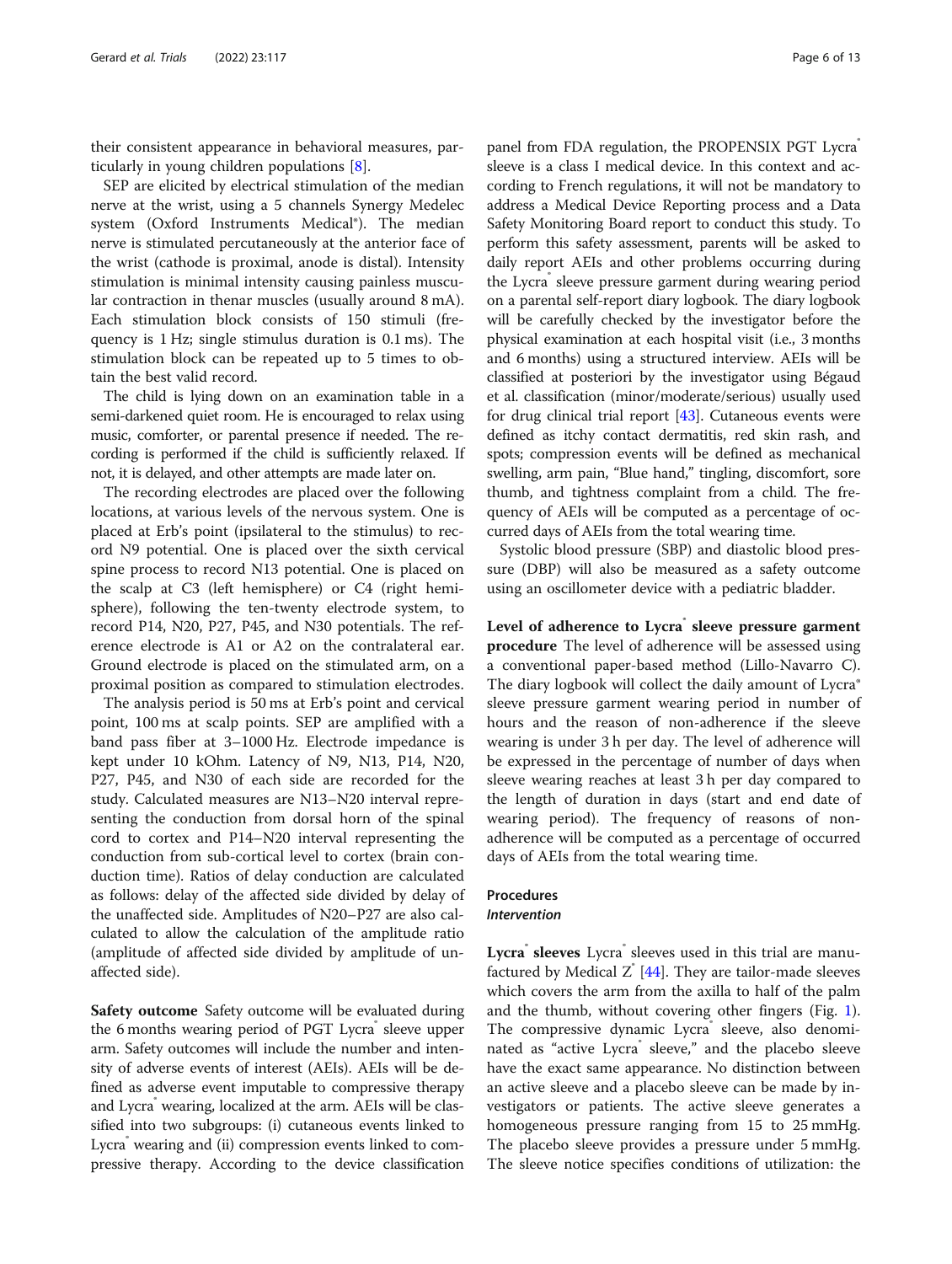their consistent appearance in behavioral measures, particularly in young children populations [8].

SEP are elicited by electrical stimulation of the median nerve at the wrist, using a 5 channels Synergy Medelec system (Oxford Instruments Medical®). The median nerve is stimulated percutaneously at the anterior face of the wrist (cathode is proximal, anode is distal). Intensity stimulation is minimal intensity causing painless muscular contraction in thenar muscles (usually around 8 mA). Each stimulation block consists of 150 stimuli (frequency is 1 Hz; single stimulus duration is 0.1 ms). The stimulation block can be repeated up to 5 times to obtain the best valid record.

The child is lying down on an examination table in a semi-darkened quiet room. He is encouraged to relax using music, comforter, or parental presence if needed. The recording is performed if the child is sufficiently relaxed. If not, it is delayed, and other attempts are made later on.

The recording electrodes are placed over the following locations, at various levels of the nervous system. One is placed at Erb's point (ipsilateral to the stimulus) to record N9 potential. One is placed over the sixth cervical spine process to record N13 potential. One is placed on the scalp at C3 (left hemisphere) or C4 (right hemisphere), following the ten-twenty electrode system, to record P14, N20, P27, P45, and N30 potentials. The reference electrode is A1 or A2 on the contralateral ear. Ground electrode is placed on the stimulated arm, on a proximal position as compared to stimulation electrodes.

The analysis period is 50 ms at Erb's point and cervical point, 100 ms at scalp points. SEP are amplified with a band pass fiber at 3–1000 Hz. Electrode impedance is kept under 10 kOhm. Latency of N9, N13, P14, N20, P27, P45, and N30 of each side are recorded for the study. Calculated measures are N13–N20 interval representing the conduction from dorsal horn of the spinal cord to cortex and P14–N20 interval representing the conduction from sub-cortical level to cortex (brain conduction time). Ratios of delay conduction are calculated as follows: delay of the affected side divided by delay of the unaffected side. Amplitudes of N20–P27 are also calculated to allow the calculation of the amplitude ratio (amplitude of affected side divided by amplitude of unaffected side).

**Safety outcome** Safety outcome will be evaluated during the 6 months wearing period of PGT Lycra® sleeve upper arm. Safety outcomes will include the number and intensity of adverse events of interest (AEIs). AEIs will be defined as adverse event imputable to compressive therapy and Lycra® wearing, localized at the arm. AEIs will be classified into two subgroups: (i) cutaneous events linked to Lycra® wearing and (ii) compression events linked to compressive therapy. According to the device classification panel from FDA regulation, the PROPENSIX PGT Lycra® sleeve is a class I medical device. In this context and according to French regulations, it will not be mandatory to address a Medical Device Reporting process and a Data Safety Monitoring Board report to conduct this study. To perform this safety assessment, parents will be asked to daily report AEIs and other problems occurring during the Lycra® sleeve pressure garment during wearing period on a parental self-report diary logbook. The diary logbook will be carefully checked by the investigator before the physical examination at each hospital visit (i.e., 3 months and 6 months) using a structured interview. AEIs will be classified at posteriori by the investigator using Bégaud et al. classification (minor/moderate/serious) usually used for drug clinical trial report [43]. Cutaneous events were defined as itchy contact dermatitis, red skin rash, and spots; compression events will be defined as mechanical swelling, arm pain, "Blue hand," tingling, discomfort, sore thumb, and tightness complaint from a child. The frequency of AEIs will be computed as a percentage of occurred days of AEIs from the total wearing time.

Systolic blood pressure (SBP) and diastolic blood pressure (DBP) will also be measured as a safety outcome using an oscillometer device with a pediatric bladder.

**Level of adherence to Lycra® sleeve pressure garment procedure** The level of adherence will be assessed using a conventional paper-based method (Lillo-Navarro C). The diary logbook will collect the daily amount of Lycra® sleeve pressure garment wearing period in number of hours and the reason of non-adherence if the sleeve wearing is under 3 h per day. The level of adherence will be expressed in the percentage of number of days when sleeve wearing reaches at least 3 h per day compared to the length of duration in days (start and end date of wearing period). The frequency of reasons of non-adherence will be computed as a percentage of occurred days of AEIs from the total wearing time.

## Procedures

### *Intervention*

**Lycra® sleeves** Lycra® sleeves used in this trial are manufactured by Medical Z® [44]. They are tailor-made sleeves which covers the arm from the axilla to half of the palm and the thumb, without covering other fingers (Fig. 1). The compressive dynamic Lycra® sleeve, also denominated as "active Lycra® sleeve," and the placebo sleeve have the exact same appearance. No distinction between an active sleeve and a placebo sleeve can be made by investigators or patients. The active sleeve generates a homogeneous pressure ranging from 15 to 25 mmHg. The placebo sleeve provides a pressure under 5 mmHg. The sleeve notice specifies conditions of utilization: the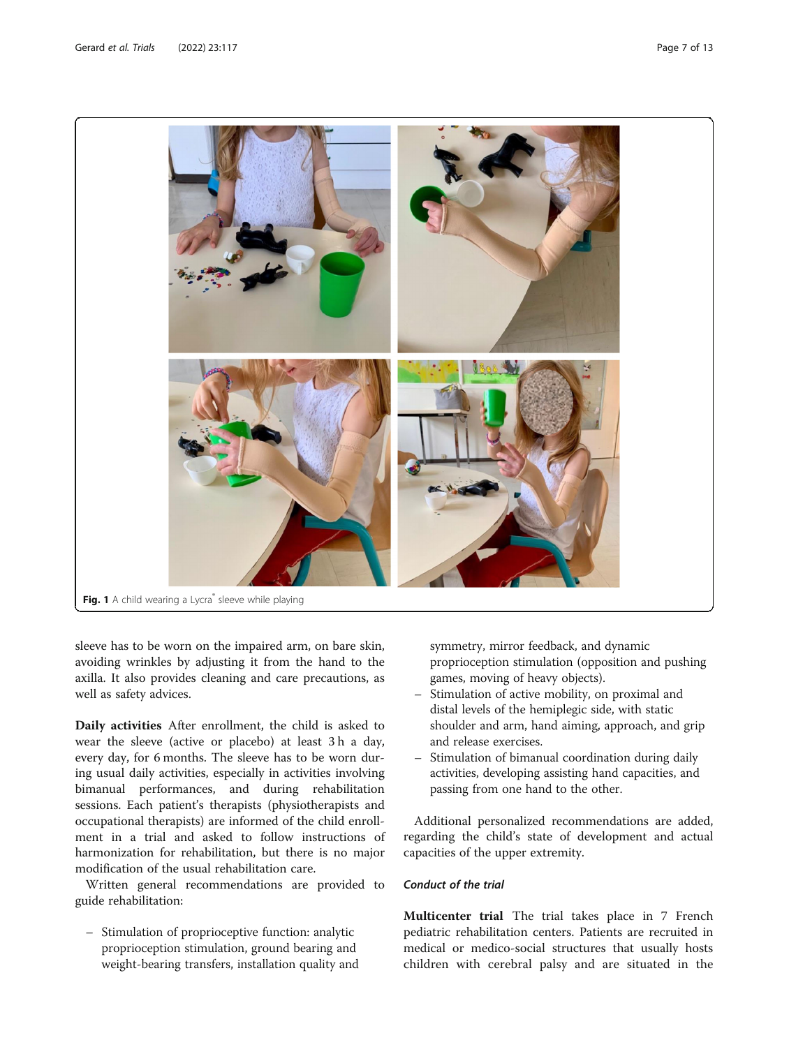Fig. 1 A child wearing a Lycra® sleeve while playing

sleeve has to be worn on the impaired arm, on bare skin, avoiding wrinkles by adjusting it from the hand to the axilla. It also provides cleaning and care precautions, as well as safety advices.

**Daily activities** After enrollment, the child is asked to wear the sleeve (active or placebo) at least 3 h a day, every day, for 6 months. The sleeve has to be worn during usual daily activities, especially in activities involving bimanual performances, and during rehabilitation sessions. Each patient's therapists (physiotherapists and occupational therapists) are informed of the child enrollment in a trial and asked to follow instructions of harmonization for rehabilitation, but there is no major modification of the usual rehabilitation care.

Written general recommendations are provided to guide rehabilitation:

- Stimulation of proprioceptive function: analytic proprioception stimulation, ground bearing and weight-bearing transfers, installation quality and symmetry, mirror feedback, and dynamic proprioception stimulation (opposition and pushing games, moving of heavy objects).
- Stimulation of active mobility, on proximal and distal levels of the hemiplegic side, with static shoulder and arm, hand aiming, approach, and grip and release exercises.
- Stimulation of bimanual coordination during daily activities, developing assisting hand capacities, and passing from one hand to the other.

Additional personalized recommendations are added, regarding the child's state of development and actual capacities of the upper extremity.

### *Conduct of the trial*

**Multicenter trial** The trial takes place in 7 French pediatric rehabilitation centers. Patients are recruited in medical or medico-social structures that usually hosts children with cerebral palsy and are situated in the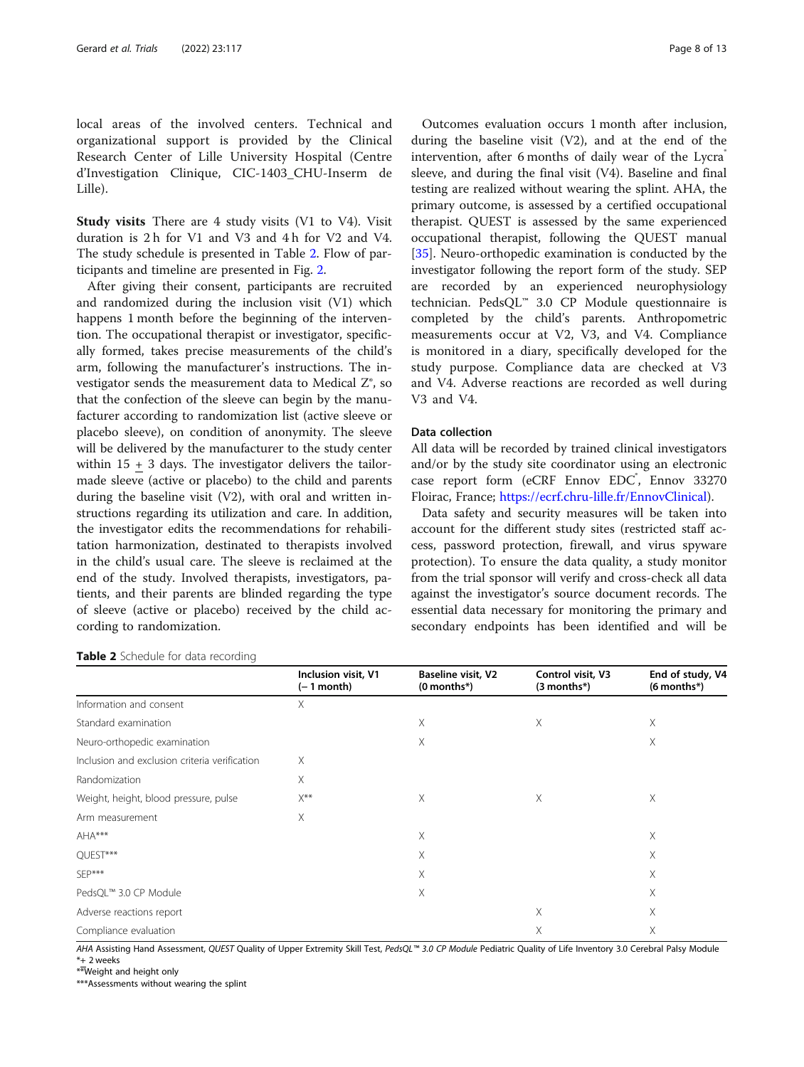local areas of the involved centers. Technical and organizational support is provided by the Clinical Research Center of Lille University Hospital (Centre d'Investigation Clinique, CIC-1403_CHU-Inserm de Lille).

**Study visits** There are 4 study visits (V1 to V4). Visit duration is 2 h for V1 and V3 and 4 h for V2 and V4. The study schedule is presented in Table 2. Flow of participants and timeline are presented in Fig. 2.

After giving their consent, participants are recruited and randomized during the inclusion visit (V1) which happens 1 month before the beginning of the intervention. The occupational therapist or investigator, specifically formed, takes precise measurements of the child's arm, following the manufacturer's instructions. The investigator sends the measurement data to Medical Z®, so that the confection of the sleeve can begin by the manufacturer according to randomization list (active sleeve or placebo sleeve), on condition of anonymity. The sleeve will be delivered by the manufacturer to the study center within 15 + 3 days. The investigator delivers the tailor-made sleeve (active or placebo) to the child and parents during the baseline visit (V2), with oral and written instructions regarding its utilization and care. In addition, the investigator edits the recommendations for rehabilitation harmonization, destinated to therapists involved in the child's usual care. The sleeve is reclaimed at the end of the study. Involved therapists, investigators, patients, and their parents are blinded regarding the type of sleeve (active or placebo) received by the child according to randomization.

Outcomes evaluation occurs 1 month after inclusion, during the baseline visit (V2), and at the end of the intervention, after 6 months of daily wear of the Lycra® sleeve, and during the final visit (V4). Baseline and final testing are realized without wearing the splint. AHA, the primary outcome, is assessed by a certified occupational therapist. QUEST is assessed by the same experienced occupational therapist, following the QUEST manual [35]. Neuro-orthopedic examination is conducted by the investigator following the report form of the study. SEP are recorded by an experienced neurophysiology technician. PedsQL™ 3.0 CP Module questionnaire is completed by the child's parents. Anthropometric measurements occur at V2, V3, and V4. Compliance is monitored in a diary, specifically developed for the study purpose. Compliance data are checked at V3 and V4. Adverse reactions are recorded as well during V3 and V4.

### Data collection

All data will be recorded by trained clinical investigators and/or by the study site coordinator using an electronic case report form (eCRF Ennov EDC®, Ennov 33270 Floirac, France; https://ecrf.chru-lille.fr/EnnovClinical).

Data safety and security measures will be taken into account for the different study sites (restricted staff access, password protection, firewall, and virus spyware protection). To ensure the data quality, a study monitor from the trial sponsor will verify and cross-check all data against the investigator's source document records. The essential data necessary for monitoring the primary and secondary endpoints has been identified and will be

**Table 2** Schedule for data recording

| | Inclusion visit, V1 (− 1 month) | Baseline visit, V2 (0 months*) | Control visit, V3 (3 months*) | End of study, V4 (6 months*) |
|---|---|---|---|---|
| Information and consent | X | | | |
| Standard examination | | X | X | X |
| Neuro-orthopedic examination | | X | | X |
| Inclusion and exclusion criteria verification | X | | | |
| Randomization | X | | | |
| Weight, height, blood pressure, pulse | X** | X | X | X |
| Arm measurement | X | | | |
| AHA*** | | X | | X |
| QUEST*** | | X | | X |
| SEP*** | | X | | X |
| PedsQL™ 3.0 CP Module | | X | | X |
| Adverse reactions report | | | X | X |
| Compliance evaluation | | | X | X |

*AHA* Assisting Hand Assessment, *QUEST* Quality of Upper Extremity Skill Test, *PedsQL™ 3.0 CP Module* Pediatric Quality of Life Inventory 3.0 Cerebral Palsy Module

*+ 2 weeks

**Weight and height only

***Assessments without wearing the splint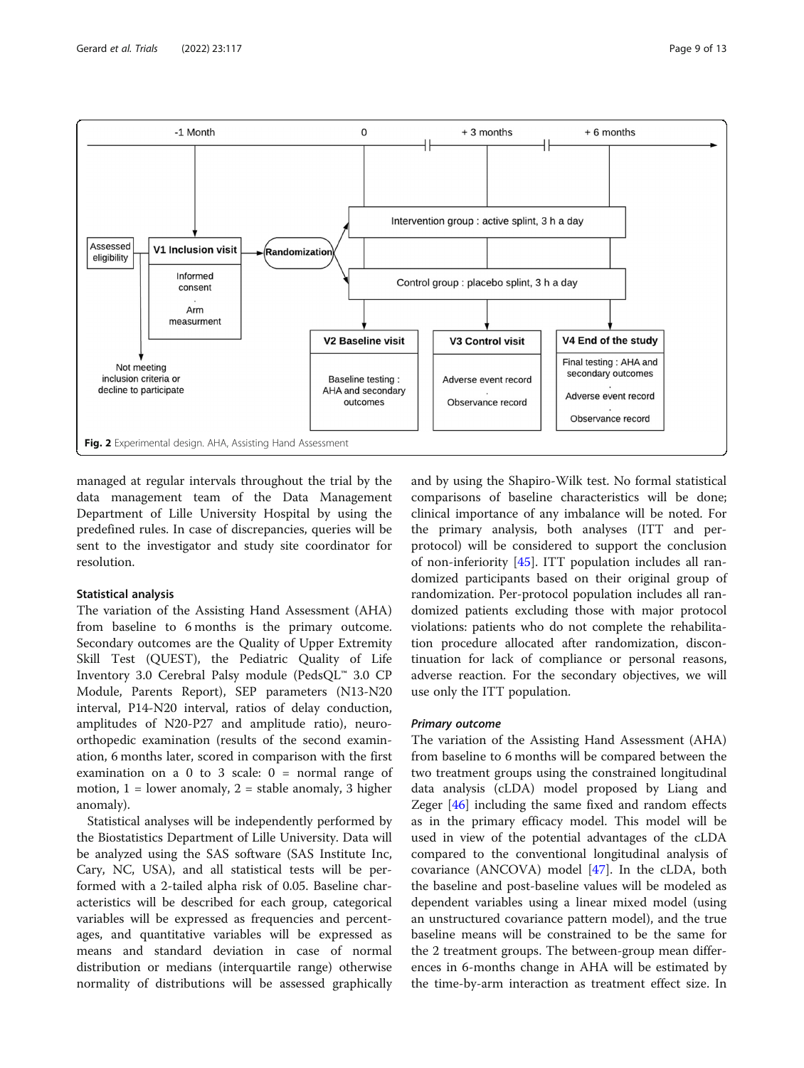Fig. 2 Experimental design. AHA, Assisting Hand Assessment

managed at regular intervals throughout the trial by the data management team of the Data Management Department of Lille University Hospital by using the predefined rules. In case of discrepancies, queries will be sent to the investigator and study site coordinator for resolution.

### Statistical analysis

The variation of the Assisting Hand Assessment (AHA) from baseline to 6 months is the primary outcome. Secondary outcomes are the Quality of Upper Extremity Skill Test (QUEST), the Pediatric Quality of Life Inventory 3.0 Cerebral Palsy module (PedsQL™ 3.0 CP Module, Parents Report), SEP parameters (N13-N20 interval, P14-N20 interval, ratios of delay conduction, amplitudes of N20-P27 and amplitude ratio), neuro-orthopedic examination (results of the second examination, 6 months later, scored in comparison with the first examination on a 0 to 3 scale: 0 = normal range of motion, 1 = lower anomaly, 2 = stable anomaly, 3 higher anomaly).

Statistical analyses will be independently performed by the Biostatistics Department of Lille University. Data will be analyzed using the SAS software (SAS Institute Inc, Cary, NC, USA), and all statistical tests will be performed with a 2-tailed alpha risk of 0.05. Baseline characteristics will be described for each group, categorical variables will be expressed as frequencies and percentages, and quantitative variables will be expressed as means and standard deviation in case of normal distribution or medians (interquartile range) otherwise normality of distributions will be assessed graphically and by using the Shapiro-Wilk test. No formal statistical comparisons of baseline characteristics will be done; clinical importance of any imbalance will be noted. For the primary analysis, both analyses (ITT and per-protocol) will be considered to support the conclusion of non-inferiority [45]. ITT population includes all randomized participants based on their original group of randomization. Per-protocol population includes all randomized patients excluding those with major protocol violations: patients who do not complete the rehabilitation procedure allocated after randomization, discontinuation for lack of compliance or personal reasons, adverse reaction. For the secondary objectives, we will use only the ITT population.

#### *Primary outcome*

The variation of the Assisting Hand Assessment (AHA) from baseline to 6 months will be compared between the two treatment groups using the constrained longitudinal data analysis (cLDA) model proposed by Liang and Zeger [46] including the same fixed and random effects as in the primary efficacy model. This model will be used in view of the potential advantages of the cLDA compared to the conventional longitudinal analysis of covariance (ANCOVA) model [47]. In the cLDA, both the baseline and post-baseline values will be modeled as dependent variables using a linear mixed model (using an unstructured covariance pattern model), and the true baseline means will be constrained to be the same for the 2 treatment groups. The between-group mean differences in 6-months change in AHA will be estimated by the time-by-arm interaction as treatment effect size. In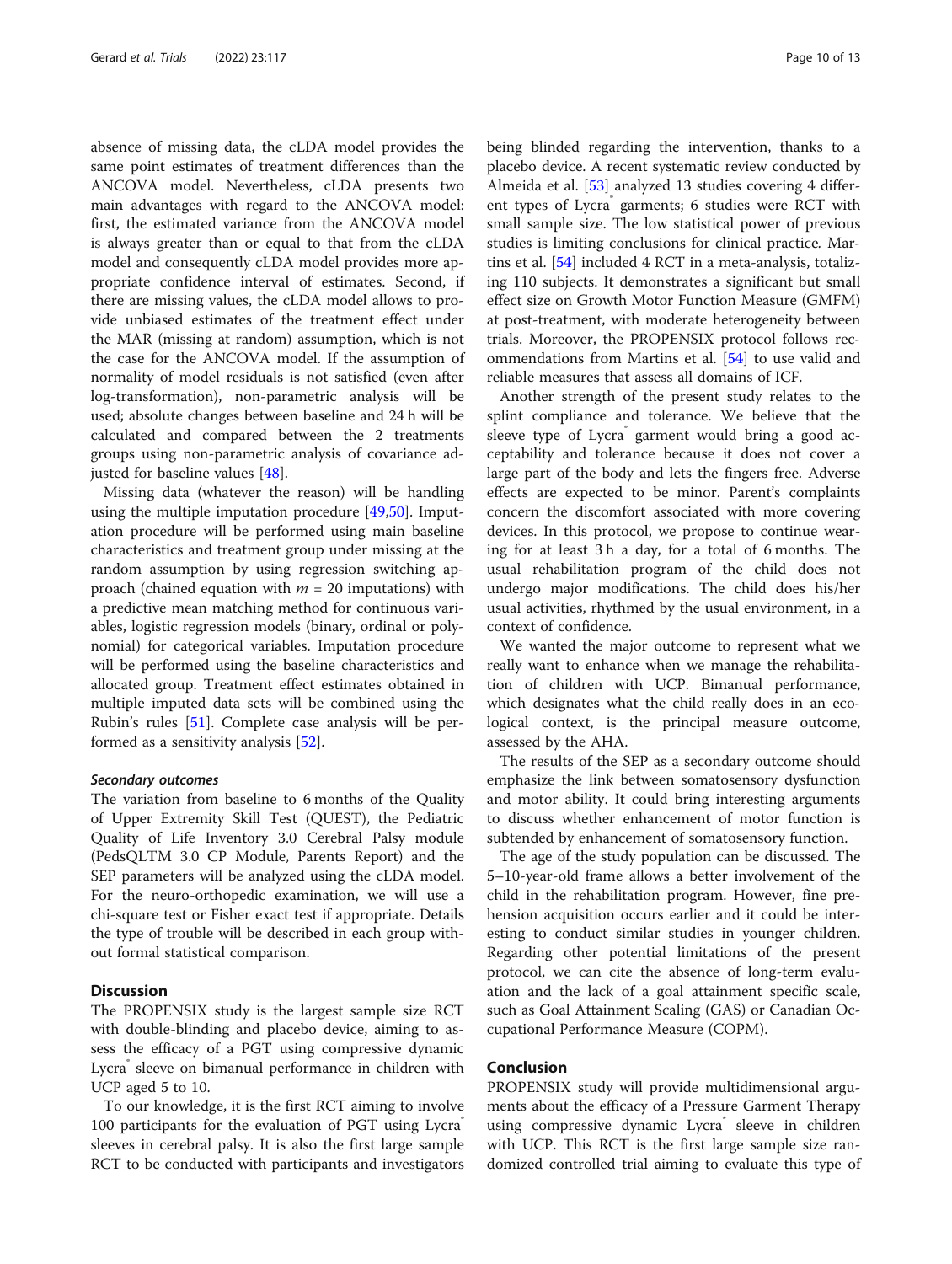absence of missing data, the cLDA model provides the same point estimates of treatment differences than the ANCOVA model. Nevertheless, cLDA presents two main advantages with regard to the ANCOVA model: first, the estimated variance from the ANCOVA model is always greater than or equal to that from the cLDA model and consequently cLDA model provides more appropriate confidence interval of estimates. Second, if there are missing values, the cLDA model allows to provide unbiased estimates of the treatment effect under the MAR (missing at random) assumption, which is not the case for the ANCOVA model. If the assumption of normality of model residuals is not satisfied (even after log-transformation), non-parametric analysis will be used; absolute changes between baseline and 24 h will be calculated and compared between the 2 treatments groups using non-parametric analysis of covariance adjusted for baseline values [48].

Missing data (whatever the reason) will be handling using the multiple imputation procedure [49,50]. Imputation procedure will be performed using main baseline characteristics and treatment group under missing at the random assumption by using regression switching approach (chained equation with $m = 20$ imputations) with a predictive mean matching method for continuous variables, logistic regression models (binary, ordinal or polynomial) for categorical variables. Imputation procedure will be performed using the baseline characteristics and allocated group. Treatment effect estimates obtained in multiple imputed data sets will be combined using the Rubin's rules [51]. Complete case analysis will be performed as a sensitivity analysis [52].

#### *Secondary outcomes*

The variation from baseline to 6 months of the Quality of Upper Extremity Skill Test (QUEST), the Pediatric Quality of Life Inventory 3.0 Cerebral Palsy module (PedsQLTM 3.0 CP Module, Parents Report) and the SEP parameters will be analyzed using the cLDA model. For the neuro-orthopedic examination, we will use a chi-square test or Fisher exact test if appropriate. Details the type of trouble will be described in each group without formal statistical comparison.

## Discussion

The PROPENSIX study is the largest sample size RCT with double-blinding and placebo device, aiming to assess the efficacy of a PGT using compressive dynamic Lycra® sleeve on bimanual performance in children with UCP aged 5 to 10.

To our knowledge, it is the first RCT aiming to involve 100 participants for the evaluation of PGT using Lycra® sleeves in cerebral palsy. It is also the first large sample RCT to be conducted with participants and investigators being blinded regarding the intervention, thanks to a placebo device. A recent systematic review conducted by Almeida et al. [53] analyzed 13 studies covering 4 different types of Lycra® garments; 6 studies were RCT with small sample size. The low statistical power of previous studies is limiting conclusions for clinical practice. Martins et al. [54] included 4 RCT in a meta-analysis, totalizing 110 subjects. It demonstrates a significant but small effect size on Growth Motor Function Measure (GMFM) at post-treatment, with moderate heterogeneity between trials. Moreover, the PROPENSIX protocol follows recommendations from Martins et al. [54] to use valid and reliable measures that assess all domains of ICF.

Another strength of the present study relates to the splint compliance and tolerance. We believe that the sleeve type of Lycra® garment would bring a good acceptability and tolerance because it does not cover a large part of the body and lets the fingers free. Adverse effects are expected to be minor. Parent's complaints concern the discomfort associated with more covering devices. In this protocol, we propose to continue wearing for at least 3 h a day, for a total of 6 months. The usual rehabilitation program of the child does not undergo major modifications. The child does his/her usual activities, rhythmed by the usual environment, in a context of confidence.

We wanted the major outcome to represent what we really want to enhance when we manage the rehabilitation of children with UCP. Bimanual performance, which designates what the child really does in an ecological context, is the principal measure outcome, assessed by the AHA.

The results of the SEP as a secondary outcome should emphasize the link between somatosensory dysfunction and motor ability. It could bring interesting arguments to discuss whether enhancement of motor function is subtended by enhancement of somatosensory function.

The age of the study population can be discussed. The 5–10-year-old frame allows a better involvement of the child in the rehabilitation program. However, fine prehension acquisition occurs earlier and it could be interesting to conduct similar studies in younger children. Regarding other potential limitations of the present protocol, we can cite the absence of long-term evaluation and the lack of a goal attainment specific scale, such as Goal Attainment Scaling (GAS) or Canadian Occupational Performance Measure (COPM).

## Conclusion

PROPENSIX study will provide multidimensional arguments about the efficacy of a Pressure Garment Therapy using compressive dynamic Lycra® sleeve in children with UCP. This RCT is the first large sample size randomized controlled trial aiming to evaluate this type of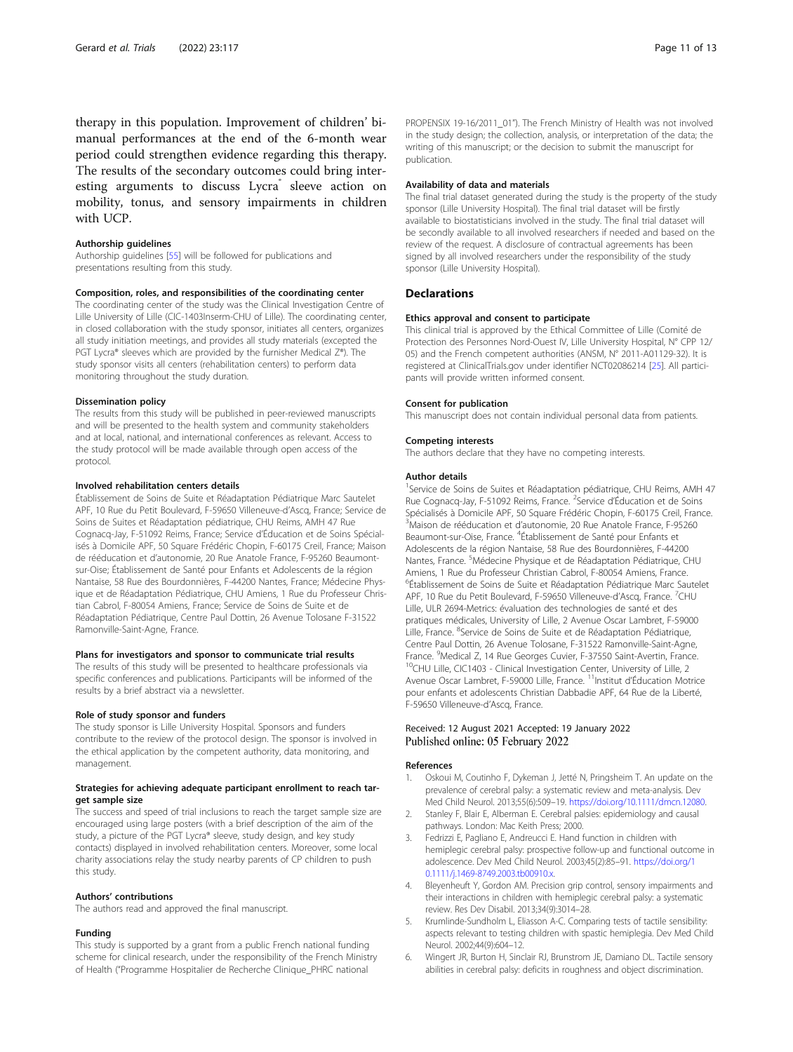therapy in this population. Improvement of children' bimanual performances at the end of the 6-month wear period could strengthen evidence regarding this therapy. The results of the secondary outcomes could bring interesting arguments to discuss Lycra® sleeve action on mobility, tonus, and sensory impairments in children with UCP.

### Authorship guidelines

Authorship guidelines [55] will be followed for publications and presentations resulting from this study.

### Composition, roles, and responsibilities of the coordinating center

The coordinating center of the study was the Clinical Investigation Centre of Lille University of Lille (CIC-1403Inserm-CHU of Lille). The coordinating center, in closed collaboration with the study sponsor, initiates all centers, organizes all study initiation meetings, and provides all study materials (excepted the PGT Lycra® sleeves which are provided by the furnisher Medical Z®). The study sponsor visits all centers (rehabilitation centers) to perform data monitoring throughout the study duration.

### Dissemination policy

The results from this study will be published in peer-reviewed manuscripts and will be presented to the health system and community stakeholders and at local, national, and international conferences as relevant. Access to the study protocol will be made available through open access of the protocol.

### Involved rehabilitation centers details

Établissement de Soins de Suite et Réadaptation Pédiatrique Marc Sautelet APF, 10 Rue du Petit Boulevard, F-59650 Villeneuve-d'Ascq, France; Service de Soins de Suites et Réadaptation pédiatrique, CHU Reims, AMH 47 Rue Cognacq-Jay, F-51092 Reims, France; Service d'Éducation et de Soins Spécialisés à Domicile APF, 50 Square Frédéric Chopin, F-60175 Creil, France; Maison de rééducation et d'autonomie, 20 Rue Anatole France, F-95260 Beaumont-sur-Oise; Établissement de Santé pour Enfants et Adolescents de la région Nantaise, 58 Rue des Bourdonnières, F-44200 Nantes, France; Médecine Physique et de Réadaptation Pédiatrique, CHU Amiens, 1 Rue du Professeur Christian Cabrol, F-80054 Amiens, France; Service de Soins de Suite et de Réadaptation Pédiatrique, Centre Paul Dottin, 26 Avenue Tolosane F-31522 Ramonville-Saint-Agne, France.

### Plans for investigators and sponsor to communicate trial results

The results of this study will be presented to healthcare professionals via specific conferences and publications. Participants will be informed of the results by a brief abstract via a newsletter.

### Role of study sponsor and funders

The study sponsor is Lille University Hospital. Sponsors and funders contribute to the review of the protocol design. The sponsor is involved in the ethical application by the competent authority, data monitoring, and management.

### Strategies for achieving adequate participant enrollment to reach target sample size

The success and speed of trial inclusions to reach the target sample size are encouraged using large posters (with a brief description of the aim of the study, a picture of the PGT Lycra® sleeve, study design, and key study contacts) displayed in involved rehabilitation centers. Moreover, some local charity associations relay the study nearby parents of CP children to push this study.

### Authors' contributions

The authors read and approved the final manuscript.

### Funding

This study is supported by a grant from a public French national funding scheme for clinical research, under the responsibility of the French Ministry of Health ("Programme Hospitalier de Recherche Clinique_PHRC national PROPENSIX 19-16/2011_01"). The French Ministry of Health was not involved in the study design; the collection, analysis, or interpretation of the data; the writing of this manuscript; or the decision to submit the manuscript for publication.

### Availability of data and materials

The final trial dataset generated during the study is the property of the study sponsor (Lille University Hospital). The final trial dataset will be firstly available to biostatisticians involved in the study. The final trial dataset will be secondly available to all involved researchers if needed and based on the review of the request. A disclosure of contractual agreements has been signed by all involved researchers under the responsibility of the study sponsor (Lille University Hospital).

## Declarations

### Ethics approval and consent to participate

This clinical trial is approved by the Ethical Committee of Lille (Comité de Protection des Personnes Nord-Ouest IV, Lille University Hospital, N° CPP 12/05) and the French competent authorities (ANSM, N° 2011-A01129-32). It is registered at ClinicalTrials.gov under identifier NCT02086214 [25]. All participants will provide written informed consent.

### Consent for publication

This manuscript does not contain individual personal data from patients.

### Competing interests

The authors declare that they have no competing interests.

### Author details

[1]Service de Soins de Suites et Réadaptation pédiatrique, CHU Reims, AMH 47 Rue Cognacq-Jay, F-51092 Reims, France. [2]Service d'Éducation et de Soins Spécialisés à Domicile APF, 50 Square Frédéric Chopin, F-60175 Creil, France. [3]Maison de rééducation et d'autonomie, 20 Rue Anatole France, F-95260 Beaumont-sur-Oise, France. [4]Établissement de Santé pour Enfants et Adolescents de la région Nantaise, 58 Rue des Bourdonnières, F-44200 Nantes, France. [5]Médecine Physique et de Réadaptation Pédiatrique, CHU Amiens, 1 Rue du Professeur Christian Cabrol, F-80054 Amiens, France. [6]Établissement de Soins de Suite et Réadaptation Pédiatrique Marc Sautelet APF, 10 Rue du Petit Boulevard, F-59650 Villeneuve-d'Ascq, France. [7]CHU Lille, ULR 2694-Metrics: évaluation des technologies de santé et des pratiques médicales, University of Lille, 2 Avenue Oscar Lambret, F-59000 Lille, France. [8]Service de Soins de Suite et de Réadaptation Pédiatrique, Centre Paul Dottin, 26 Avenue Tolosane, F-31522 Ramonville-Saint-Agne, France. [9]Medical Z, 14 Rue Georges Cuvier, F-37550 Saint-Avertin, France. [10]CHU Lille, CIC1403 - Clinical Investigation Center, University of Lille, 2 Avenue Oscar Lambret, F-59000 Lille, France. [11]Institut d'Éducation Motrice pour enfants et adolescents Christian Dabbadie APF, 64 Rue de la Liberté, F-59650 Villeneuve-d'Ascq, France.

Received: 12 August 2021 Accepted: 19 January 2022
Published online: 05 February 2022

### References

1. Oskoui M, Coutinho F, Dykeman J, Jetté N, Pringsheim T. An update on the prevalence of cerebral palsy: a systematic review and meta-analysis. Dev Med Child Neurol. 2013;55(6):509–19. https://doi.org/10.1111/dmcn.12080.
2. Stanley F, Blair E, Alberman E. Cerebral palsies: epidemiology and causal pathways. London: Mac Keith Press; 2000.
3. Fedrizzi E, Pagliano E, Andreucci E. Hand function in children with hemiplegic cerebral palsy: prospective follow-up and functional outcome in adolescence. Dev Med Child Neurol. 2003;45(2):85–91. https://doi.org/10.1111/j.1469-8749.2003.tb00910.x.
4. Bleyenheuft Y, Gordon AM. Precision grip control, sensory impairments and their interactions in children with hemiplegic cerebral palsy: a systematic review. Res Dev Disabil. 2013;34(9):3014–28.
5. Krumlinde-Sundholm L, Eliasson A-C. Comparing tests of tactile sensibility: aspects relevant to testing children with spastic hemiplegia. Dev Med Child Neurol. 2002;44(9):604–12.
6. Wingert JR, Burton H, Sinclair RJ, Brunstrom JE, Damiano DL. Tactile sensory abilities in cerebral palsy: deficits in roughness and object discrimination.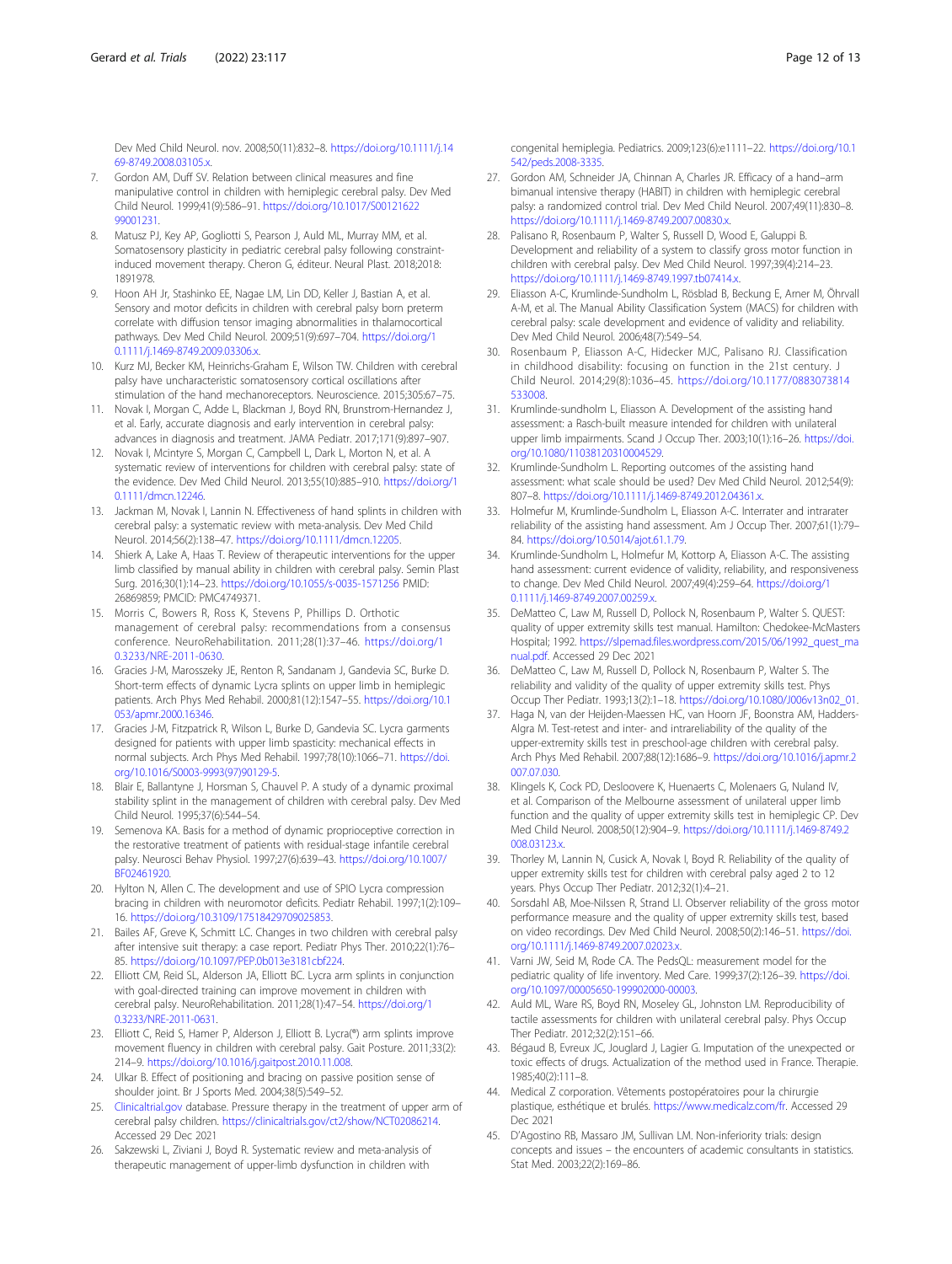Dev Med Child Neurol. nov. 2008;50(11):832–8. https://doi.org/10.1111/j.1469-8749.2008.03105.x.

7. Gordon AM, Duff SV. Relation between clinical measures and fine manipulative control in children with hemiplegic cerebral palsy. Dev Med Child Neurol. 1999;41(9):586–91. https://doi.org/10.1017/S0012162299001231.
8. Matusz PJ, Key AP, Gogliotti S, Pearson J, Auld ML, Murray MM, et al. Somatosensory plasticity in pediatric cerebral palsy following constraint-induced movement therapy. Cheron G, éditeur. Neural Plast. 2018;2018:1891978.
9. Hoon AH Jr, Stashinko EE, Nagae LM, Lin DD, Keller J, Bastian A, et al. Sensory and motor deficits in children with cerebral palsy born preterm correlate with diffusion tensor imaging abnormalities in thalamocortical pathways. Dev Med Child Neurol. 2009;51(9):697–704. https://doi.org/10.1111/j.1469-8749.2009.03306.x.
10. Kurz MJ, Becker KM, Heinrichs-Graham E, Wilson TW. Children with cerebral palsy have uncharacteristic somatosensory cortical oscillations after stimulation of the hand mechanoreceptors. Neuroscience. 2015;305:67–75.
11. Novak I, Morgan C, Adde L, Blackman J, Boyd RN, Brunstrom-Hernandez J, et al. Early, accurate diagnosis and early intervention in cerebral palsy: advances in diagnosis and treatment. JAMA Pediatr. 2017;171(9):897–907.
12. Novak I, Mcintyre S, Morgan C, Campbell L, Dark L, Morton N, et al. A systematic review of interventions for children with cerebral palsy: state of the evidence. Dev Med Child Neurol. 2013;55(10):885–910. https://doi.org/10.1111/dmcn.12246.
13. Jackman M, Novak I, Lannin N. Effectiveness of hand splints in children with cerebral palsy: a systematic review with meta-analysis. Dev Med Child Neurol. 2014;56(2):138–47. https://doi.org/10.1111/dmcn.12205.
14. Shierk A, Lake A, Haas T. Review of therapeutic interventions for the upper limb classified by manual ability in children with cerebral palsy. Semin Plast Surg. 2016;30(1):14–23. https://doi.org/10.1055/s-0035-1571256 PMID: 26869859; PMCID: PMC4749371.
15. Morris C, Bowers R, Ross K, Stevens P, Phillips D. Orthotic management of cerebral palsy: recommendations from a consensus conference. NeuroRehabilitation. 2011;28(1):37–46. https://doi.org/10.3233/NRE-2011-0630.
16. Gracies J-M, Marosszeky JE, Renton R, Sandanam J, Gandevia SC, Burke D. Short-term effects of dynamic Lycra splints on upper limb in hemiplegic patients. Arch Phys Med Rehabil. 2000;81(12):1547–55. https://doi.org/10.1053/apmr.2000.16346.
17. Gracies J-M, Fitzpatrick R, Wilson L, Burke D, Gandevia SC. Lycra garments designed for patients with upper limb spasticity: mechanical effects in normal subjects. Arch Phys Med Rehabil. 1997;78(10):1066–71. https://doi.org/10.1016/S0003-9993(97)90129-5.
18. Blair E, Ballantyne J, Horsman S, Chauvel P. A study of a dynamic proximal stability splint in the management of children with cerebral palsy. Dev Med Child Neurol. 1995;37(6):544–54.
19. Semenova KA. Basis for a method of dynamic proprioceptive correction in the restorative treatment of patients with residual-stage infantile cerebral palsy. Neurosci Behav Physiol. 1997;27(6):639–43. https://doi.org/10.1007/BF02461920.
20. Hylton N, Allen C. The development and use of SPIO Lycra compression bracing in children with neuromotor deficits. Pediatr Rehabil. 1997;1(2):109–16. https://doi.org/10.3109/17518429709025853.
21. Bailes AF, Greve K, Schmitt LC. Changes in two children with cerebral palsy after intensive suit therapy: a case report. Pediatr Phys Ther. 2010;22(1):76–85. https://doi.org/10.1097/PEP.0b013e3181cbf224.
22. Elliott CM, Reid SL, Alderson JA, Elliott BC. Lycra arm splints in conjunction with goal-directed training can improve movement in children with cerebral palsy. NeuroRehabilitation. 2011;28(1):47–54. https://doi.org/10.3233/NRE-2011-0631.
23. Elliott C, Reid S, Hamer P, Alderson J, Elliott B. Lycra(®) arm splints improve movement fluency in children with cerebral palsy. Gait Posture. 2011;33(2):214–9. https://doi.org/10.1016/j.gaitpost.2010.11.008.
24. Ulkar B. Effect of positioning and bracing on passive position sense of shoulder joint. Br J Sports Med. 2004;38(5):549–52.
25. Clinicaltrial.gov database. Pressure therapy in the treatment of upper arm of cerebral palsy children. https://clinicaltrials.gov/ct2/show/NCT02086214. Accessed 29 Dec 2021
26. Sakzewski L, Ziviani J, Boyd R. Systematic review and meta-analysis of therapeutic management of upper-limb dysfunction in children with congenital hemiplegia. Pediatrics. 2009;123(6):e1111–22. https://doi.org/10.1542/peds.2008-3335.
27. Gordon AM, Schneider JA, Chinnan A, Charles JR. Efficacy of a hand–arm bimanual intensive therapy (HABIT) in children with hemiplegic cerebral palsy: a randomized control trial. Dev Med Child Neurol. 2007;49(11):830–8. https://doi.org/10.1111/j.1469-8749.2007.00830.x.
28. Palisano R, Rosenbaum P, Walter S, Russell D, Wood E, Galuppi B. Development and reliability of a system to classify gross motor function in children with cerebral palsy. Dev Med Child Neurol. 1997;39(4):214–23. https://doi.org/10.1111/j.1469-8749.1997.tb07414.x.
29. Eliasson A-C, Krumlinde-Sundholm L, Rösblad B, Beckung E, Arner M, Öhrvall A-M, et al. The Manual Ability Classification System (MACS) for children with cerebral palsy: scale development and evidence of validity and reliability. Dev Med Child Neurol. 2006;48(7):549–54.
30. Rosenbaum P, Eliasson A-C, Hidecker MJC, Palisano RJ. Classification in childhood disability: focusing on function in the 21st century. J Child Neurol. 2014;29(8):1036–45. https://doi.org/10.1177/0883073814533008.
31. Krumlinde-sundholm L, Eliasson A. Development of the assisting hand assessment: a Rasch-built measure intended for children with unilateral upper limb impairments. Scand J Occup Ther. 2003;10(1):16–26. https://doi.org/10.1080/11038120310004529.
32. Krumlinde-Sundholm L. Reporting outcomes of the assisting hand assessment: what scale should be used? Dev Med Child Neurol. 2012;54(9):807–8. https://doi.org/10.1111/j.1469-8749.2012.04361.x.
33. Holmefur M, Krumlinde-Sundholm L, Eliasson A-C. Interrater and intrarater reliability of the assisting hand assessment. Am J Occup Ther. 2007;61(1):79–84. https://doi.org/10.5014/ajot.61.1.79.
34. Krumlinde-Sundholm L, Holmefur M, Kottorp A, Eliasson A-C. The assisting hand assessment: current evidence of validity, reliability, and responsiveness to change. Dev Med Child Neurol. 2007;49(4):259–64. https://doi.org/10.1111/j.1469-8749.2007.00259.x.
35. DeMatteo C, Law M, Russell D, Pollock N, Rosenbaum P, Walter S. QUEST: quality of upper extremity skills test manual. Hamilton: Chedokee-McMasters Hospital; 1992. https://slpemad.files.wordpress.com/2015/06/1992_quest_manual.pdf. Accessed 29 Dec 2021
36. DeMatteo C, Law M, Russell D, Pollock N, Rosenbaum P, Walter S. The reliability and validity of the quality of upper extremity skills test. Phys Occup Ther Pediatr. 1993;13(2):1–18. https://doi.org/10.1080/J006v13n02_01.
37. Haga N, van der Heijden-Maessen HC, van Hoorn JF, Boonstra AM, Hadders-Algra M. Test-retest and inter- and intrareliability of the quality of the upper-extremity skills test in preschool-age children with cerebral palsy. Arch Phys Med Rehabil. 2007;88(12):1686–9. https://doi.org/10.1016/j.apmr.2007.07.030.
38. Klingels K, Cock PD, Desloovere K, Huenaerts C, Molenaers G, Nuland IV, et al. Comparison of the Melbourne assessment of unilateral upper limb function and the quality of upper extremity skills test in hemiplegic CP. Dev Med Child Neurol. 2008;50(12):904–9. https://doi.org/10.1111/j.1469-8749.2008.03123.x.
39. Thorley M, Lannin N, Cusick A, Novak I, Boyd R. Reliability of the quality of upper extremity skills test for children with cerebral palsy aged 2 to 12 years. Phys Occup Ther Pediatr. 2012;32(1):4–21.
40. Sorsdahl AB, Moe-Nilssen R, Strand LI. Observer reliability of the gross motor performance measure and the quality of upper extremity skills test, based on video recordings. Dev Med Child Neurol. 2008;50(2):146–51. https://doi.org/10.1111/j.1469-8749.2007.02023.x.
41. Varni JW, Seid M, Rode CA. The PedsQL: measurement model for the pediatric quality of life inventory. Med Care. 1999;37(2):126–39. https://doi.org/10.1097/00005650-199902000-00003.
42. Auld ML, Ware RS, Boyd RN, Moseley GL, Johnston LM. Reproducibility of tactile assessments for children with unilateral cerebral palsy. Phys Occup Ther Pediatr. 2012;32(2):151–66.
43. Bégaud B, Evreux JC, Jouglard J, Lagier G. Imputation of the unexpected or toxic effects of drugs. Actualization of the method used in France. Therapie. 1985;40(2):111–8.
44. Medical Z corporation. Vêtements postopératoires pour la chirurgie plastique, esthétique et brulés. https://www.medicalz.com/fr. Accessed 29 Dec 2021
45. D'Agostino RB, Massaro JM, Sullivan LM. Non-inferiority trials: design concepts and issues – the encounters of academic consultants in statistics. Stat Med. 2003;22(2):169–86.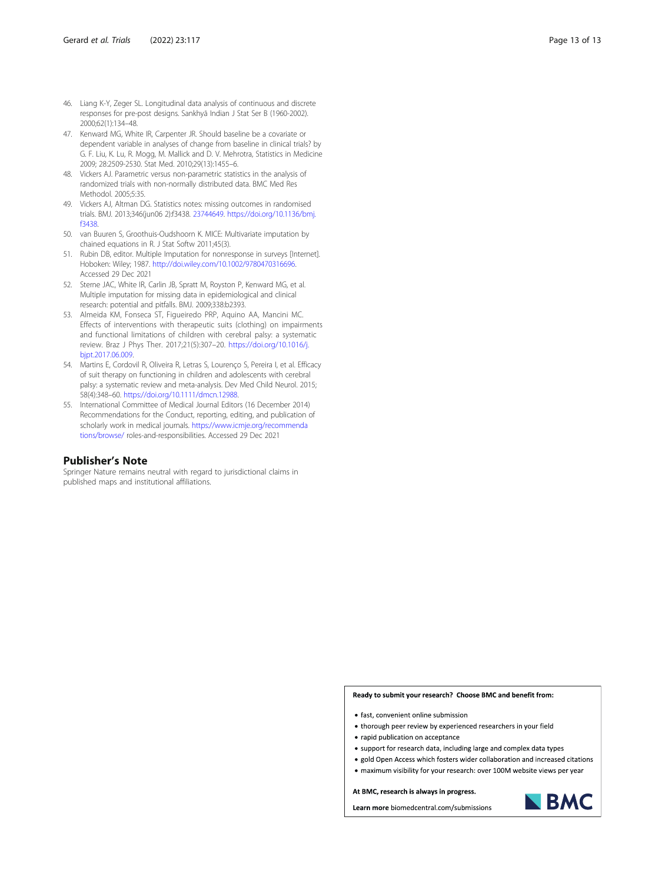46. Liang K-Y, Zeger SL. Longitudinal data analysis of continuous and discrete responses for pre-post designs. Sankhyā Indian J Stat Ser B (1960-2002). 2000;62(1):134–48.
47. Kenward MG, White IR, Carpenter JR. Should baseline be a covariate or dependent variable in analyses of change from baseline in clinical trials? by G. F. Liu, K. Lu, R. Mogg, M. Mallick and D. V. Mehrotra, Statistics in Medicine 2009; 28:2509-2530. Stat Med. 2010;29(13):1455–6.
48. Vickers AJ. Parametric versus non-parametric statistics in the analysis of randomized trials with non-normally distributed data. BMC Med Res Methodol. 2005;5:35.
49. Vickers AJ, Altman DG. Statistics notes: missing outcomes in randomised trials. BMJ. 2013;346(jun06 2):f3438. 23744649. https://doi.org/10.1136/bmj.f3438.
50. van Buuren S, Groothuis-Oudshoorn K. MICE: Multivariate imputation by chained equations in R. J Stat Softw 2011;45(3).
51. Rubin DB, editor. Multiple Imputation for nonresponse in surveys [Internet]. Hoboken: Wiley; 1987. http://doi.wiley.com/10.1002/9780470316696. Accessed 29 Dec 2021
52. Sterne JAC, White IR, Carlin JB, Spratt M, Royston P, Kenward MG, et al. Multiple imputation for missing data in epidemiological and clinical research: potential and pitfalls. BMJ. 2009;338:b2393.
53. Almeida KM, Fonseca ST, Figueiredo PRP, Aquino AA, Mancini MC. Effects of interventions with therapeutic suits (clothing) on impairments and functional limitations of children with cerebral palsy: a systematic review. Braz J Phys Ther. 2017;21(5):307–20. https://doi.org/10.1016/j.bjpt.2017.06.009.
54. Martins E, Cordovil R, Oliveira R, Letras S, Lourenço S, Pereira I, et al. Efficacy of suit therapy on functioning in children and adolescents with cerebral palsy: a systematic review and meta-analysis. Dev Med Child Neurol. 2015;58(4):348–60. https://doi.org/10.1111/dmcn.12988.
55. International Committee of Medical Journal Editors (16 December 2014) Recommendations for the Conduct, reporting, editing, and publication of scholarly work in medical journals. https://www.icmje.org/recommendations/browse/ roles-and-responsibilities. Accessed 29 Dec 2021

## Publisher's Note

Springer Nature remains neutral with regard to jurisdictional claims in published maps and institutional affiliations.

**Ready to submit your research? Choose BMC and benefit from:**

- fast, convenient online submission
- thorough peer review by experienced researchers in your field
- rapid publication on acceptance
- support for research data, including large and complex data types
- gold Open Access which fosters wider collaboration and increased citations
- maximum visibility for your research: over 100M website views per year

**At BMC, research is always in progress.**

**Learn more** biomedcentral.com/submissions

BMC